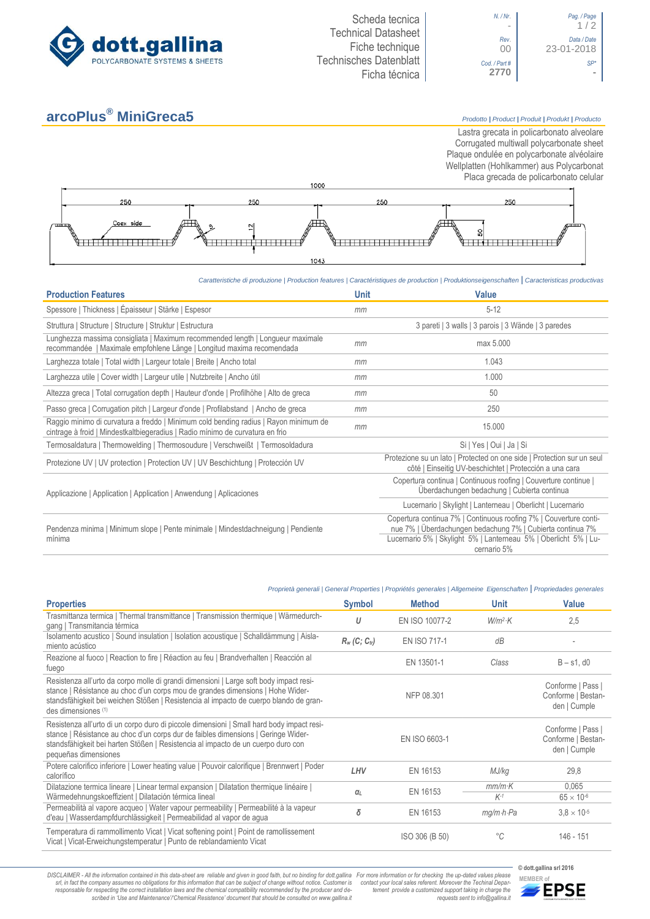# arcoPlus® MiniGreca5

*Prodotto | Product | Produit | Produkt | Producto*

Lastra grecata in policarbonato alveolare
Corrugated multiwall polycarbonate sheet
Plaque ondulée en polycarbonate alvéolaire
Wellplatten (Hohlkammer) aus Polycarbonat
Placa grecada de policarbonato celular

1000
250
250
250
250
Coex side
12
50
1043

*Caratteristiche di produzione | Production features | Caractéristiques de production | Produktionseigenschaften | Caracteristicas productivas*

| Production Features | Unit | Value |
|---|---|---|
| Spessore \| Thickness \| Épaisseur \| Stärke \| Espesor | mm | 5-12 |
| Struttura \| Structure \| Structure \| Struktur \| Estructura | | 3 pareti \| 3 walls \| 3 parois \| 3 Wände \| 3 paredes |
| Lunghezza massima consigliata \| Maximum recommended length \| Longueur maximale recommandée \| Maximale empfohlene Länge \| Longitud maxima recomendada | mm | max 5.000 |
| Larghezza totale \| Total width \| Largeur totale \| Breite \| Ancho total | mm | 1.043 |
| Larghezza utile \| Cover width \| Largeur utile \| Nutzbreite \| Ancho útil | mm | 1.000 |
| Altezza greca \| Total corrugation depth \| Hauteur d'onde \| Profilhöhe \| Alto de greca | mm | 50 |
| Passo greca \| Corrugation pitch \| Largeur d'onde \| Profilabstand \| Ancho de greca | mm | 250 |
| Raggio minimo di curvatura a freddo \| Minimum cold bending radius \| Rayon minimum de cintrage à froid \| Mindestkaltbiegeradius \| Radio mínimo de curvatura en frio | mm | 15.000 |
| Termosaldatura \| Thermowelding \| Thermosoudure \| Verschweißt \| Termosoldadura | | Si \| Yes \| Oui \| Ja \| Si |
| Protezione UV \| UV protection \| Protection UV \| UV Beschichtung \| Protección UV | | Protezione su un lato \| Protected on one side \| Protection sur un seul côté \| Einseitig UV-beschichtet \| Protección a una cara |
| Applicazione \| Application \| Application \| Anwendung \| Aplicaciones | | Copertura continua \| Continuous roofing \| Couverture continue \| Überdachungen bedachung \| Cubierta continua |
| | | Lucernario \| Skylight \| Lanterneau \| Oberlicht \| Lucernario |
| Pendenza minima \| Minimum slope \| Pente minimale \| Mindestdachneigung \| Pendiente mínima | | Copertura continua 7% \| Continuous roofing 7% \| Couverture continue 7% \| Überdachungen bedachung 7% \| Cubierta continua 7% Lucernario 5% \| Skylight 5% \| Lanterneau 5% \| Oberlicht 5% \| Lucernario 5% |

*Proprietà generali | General Properties | Propriétés generales | Allgemeine Eigenschaften | Propriedades generales*

| Properties | Symbol | Method | Unit | Value |
|---|---|---|---|---|
| Trasmittanza termica \| Thermal transmittance \| Transmission thermique \| Wärmedurchgang \| Transmitancia térmica | $U$ | EN ISO 10077-2 | $W/m^2{\cdot}K$ | 2,5 |
| Isolamento acustico \| Sound insulation \| Isolation acoustique \| Schalldämmung \| Aislamiento acústico | $R_w\ (C;\ C_{tr})$ | EN ISO 717-1 | dB | - |
| Reazione al fuoco \| Reaction to fire \| Réaction au feu \| Brandverhalten \| Reacción al fuego | | EN 13501-1 | Class | B – s1, d0 |
| Resistenza all'urto da corpo molle di grandi dimensioni \| Large soft body impact resistance \| Résistance au choc d'un corps mou de grandes dimensions \| Hohe Widerstandsfähigkeit bei weichen Stößen \| Resistencia al impacto de cuerpo blando de grandes dimensiones (1) | | NFP 08.301 | | Conforme \| Pass \| Conforme \| Bestanden \| Cumple |
| Resistenza all'urto di un corpo duro di piccole dimensioni \| Small hard body impact resistance \| Résistance au choc d'un corps dur de faibles dimensions \| Geringe Widerstandsfähigkeit bei harten Stößen \| Resistencia al impacto de un cuerpo duro con pequeñas dimensiones | | EN ISO 6603-1 | | Conforme \| Pass \| Conforme \| Bestanden \| Cumple |
| Potere calorifico inferiore \| Lower heating value \| Pouvoir calorifique \| Brennwert \| Poder calorífico | LHV | EN 16153 | MJ/kg | 29,8 |
| Dilatazione termica lineare \| Linear termal expansion \| Dilatation thermique linéaire \| Wärmedehnungskoeffizient \| Dilatación térmica lineal | $\alpha_L$ | EN 16153 | $mm/m{\cdot}K$ | 0,065 |
| | | | $K^{-1}$ | $65 \times 10^{-6}$ |
| Permeabilità al vapore acqueo \| Water vapour permeability \| Permeabilité à la vapeur d'eau \| Wasserdampfdurchlässigkeit \| Permeabilidad al vapor de agua | $\delta$ | EN 16153 | $mg/m{\cdot}h{\cdot}Pa$ | $3{,}8 \times 10^{-5}$ |
| Temperatura di rammollimento Vicat \| Vicat softening point \| Point de ramollissement Vicat \| Vicat-Erweichungstemperatur \| Punto de reblandamiento Vicat | | ISO 306 (B 50) | °C | 146 - 151 |

*DISCLAIMER - All the information contained in this data-sheet are reliable and given in good faith, but no binding for dott.gallina srl, in fact the company assumes no obligations for this information that can be subject of change without notice. Customer is responsible for respecting the correct installation laws and the chemical compatibility recommended by the producer and described in 'Use and Maintenance'/'Chemical Resistence' document that should be consulted on www.gallina.it*

*For more information or for checking the up-dated values please contact your local sales referent. Moreover the Techinal Departement provide a customized support taking in charge the requests sent to info@gallina.it*

© dott.gallina srl 2016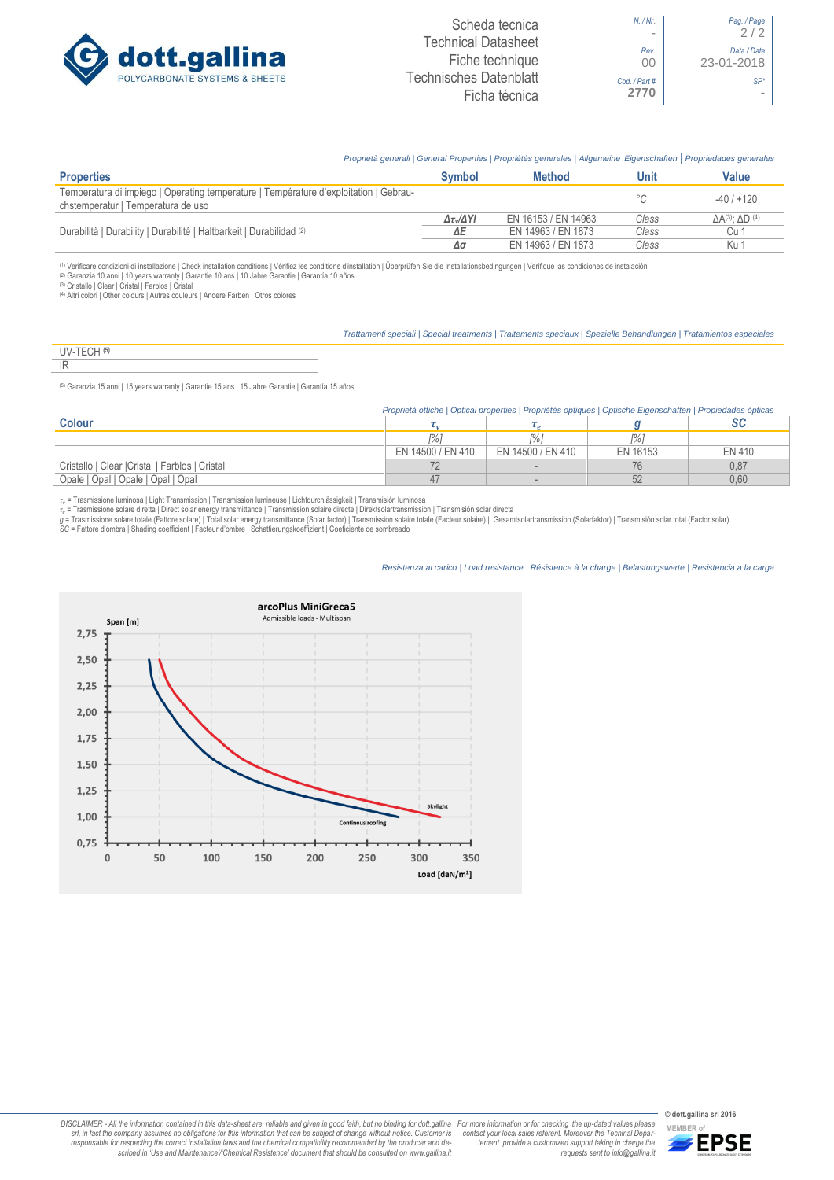Scheda tecnica
Technical Datasheet
Fiche technique
Technisches Datenblatt
Ficha técnica

| N. / Nr. | Pag. / Page |
|---|---|
| - | 2 / 2 |
| Rev. | Data / Date |
| 00 | 23-01-2018 |
| Cod. / Part # | SP* |
| 2770 | - |

*Proprietà generali | General Properties | Propriétés générales | Allgemeine Eigenschaften | Propriedades generales*

| Properties | Symbol | Method | Unit | Value |
|---|---|---|---|---|
| Temperatura di impiego \| Operating temperature \| Température d'exploitation \| Gebrauchstemperatur \| Temperatura de uso | | | °C | -40 / +120 |
| Durabilità \| Durability \| Durabilité \| Haltbarkeit \| Durabilidad (2) | $\Delta\tau_v/\Delta YI$ | EN 16153 / EN 14963 | Class | $\Delta A^{(3)}$; $\Delta D^{(4)}$ |
| | $\Delta E$ | EN 14963 / EN 1873 | Class | Cu 1 |
| | $\Delta\sigma$ | EN 14963 / EN 1873 | Class | Ku 1 |

(1) Verificare condizioni di installazione | Check installation conditions | Vérifiez les conditions d'installation | Überprüfen Sie die Installationsbedingungen | Verifique las condiciones de instalación
(2) Garanzia 10 anni | 10 years warranty | Garantie 10 ans | 10 Jahre Garantie | Garantía 10 años
(3) Cristallo | Clear | Cristal | Farblos | Cristal
(4) Altri colori | Other colours | Autres couleurs | Andere Farben | Otros colores

*Trattamenti speciali | Special treatments | Traitements speciaux | Spezielle Behandlungen | Tratamientos especiales*

UV-TECH (5)
IR

(5) Garanzia 15 anni | 15 years warranty | Garantie 15 ans | 15 Jahre Garantie | Garantía 15 años

*Proprietà ottiche | Optical properties | Propriétés optiques | Optische Eigenschaften | Propiedades ópticas*

| Colour | $\tau_v$ | $\tau_e$ | $g$ | SC |
|---|---|---|---|---|
| | [%] | [%] | [%] | |
| | EN 14500 / EN 410 | EN 14500 / EN 410 | EN 16153 | EN 410 |
| Cristallo \| Clear \|Cristal \| Farblos \| Cristal | 72 | - | 76 | 0,87 |
| Opale \| Opal \| Opale \| Opal \| Opal | 47 | - | 52 | 0,60 |

$\tau_v$ = Trasmissione luminosa | Light Transmission | Transmission lumineuse | Lichtdurchlässigkeit | Transmisión luminosa
$\tau_e$ = Trasmissione solare diretta | Direct solar energy transmittance | Transmission solaire directe | Direktsolartransmission | Transmisión solar directa
$g$ = Trasmissione solare totale (Fattore solare) | Total solar energy transmittance (Solar factor) | Transmission solaire totale (Facteur solaire) | Gesamtsolartransmission (Solarfaktor) | Transmisión solar total (Factor solar)
SC = Fattore d'ombra | Shading coefficient | Facteur d'ombre | Schattierungskoeffizient | Coeficiente de sombreado

*Resistenza al carico | Load resistance | Résistence à la charge | Belastungswerte | Resistencia a la carga*

arcoPlus MiniGreca5
Admissible loads - Multispan
Span [m]
2,75
2,50
2,25
2,00
1,75
1,50
1,25
1,00
0,75
0
50
100
150
200
250
300
350
Load [daN/m²]
Skylight
Continous roofing

*DISCLAIMER - All the information contained in this data-sheet are reliable and given in good faith, but no binding for dott.gallina srl, in fact the company assumes no obligations for this information that can be subject of change without notice. Customer is responsable for respecting the correct installation laws and the chemical compatibility recommended by the producer and described in 'Use and Maintenance'/'Chemical Resistence' document that should be consulted on www.gallina.it*

*For more information or for checking the up-dated values please contact your local sales referent. Moreover the Techinal Department provide a customized support taking in charge the requests sent to info@gallina.it*

© dott.gallina srl 2016
MEMBER of EPSE